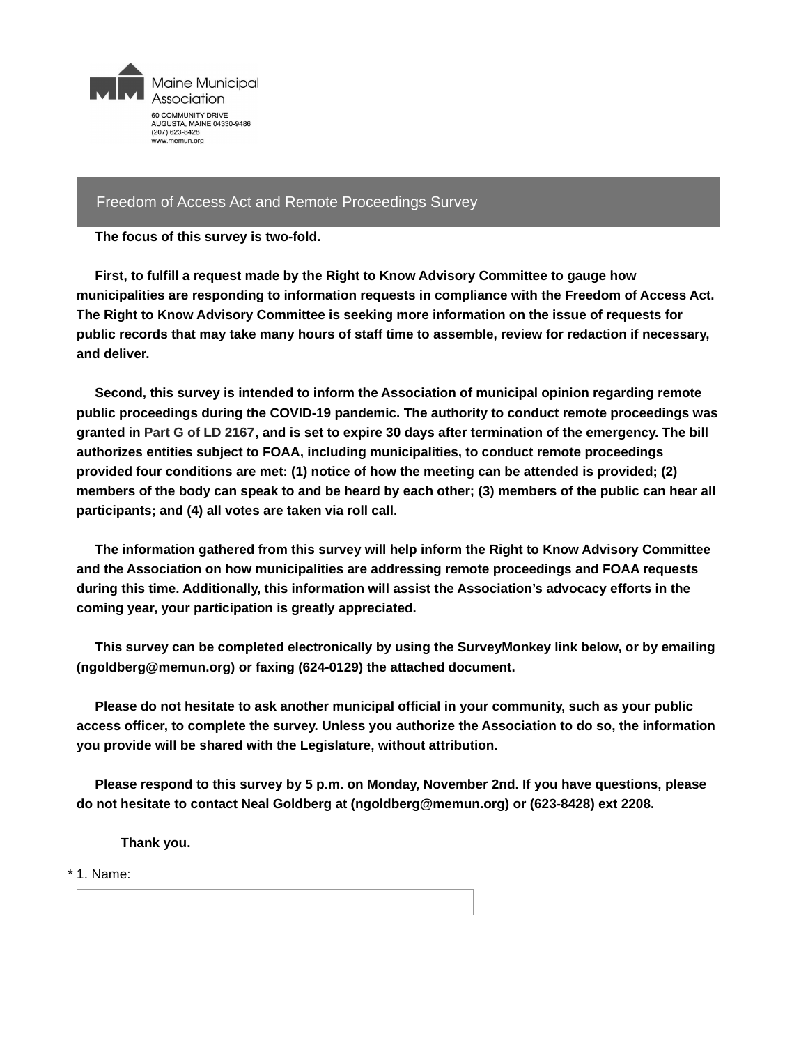Maine Municipal Association

60 COMMUNITY DRIVE
AUGUSTA, MAINE 04330-9486
(207) 623-8428
www.memun.org

## Freedom of Access Act and Remote Proceedings Survey

**The focus of this survey is two-fold.**

**First, to fulfill a request made by the Right to Know Advisory Committee to gauge how municipalities are responding to information requests in compliance with the Freedom of Access Act. The Right to Know Advisory Committee is seeking more information on the issue of requests for public records that may take many hours of staff time to assemble, review for redaction if necessary, and deliver.**

**Second, this survey is intended to inform the Association of municipal opinion regarding remote public proceedings during the COVID-19 pandemic. The authority to conduct remote proceedings was granted in Part G of LD 2167, and is set to expire 30 days after termination of the emergency. The bill authorizes entities subject to FOAA, including municipalities, to conduct remote proceedings provided four conditions are met: (1) notice of how the meeting can be attended is provided; (2) members of the body can speak to and be heard by each other; (3) members of the public can hear all participants; and (4) all votes are taken via roll call.**

**The information gathered from this survey will help inform the Right to Know Advisory Committee and the Association on how municipalities are addressing remote proceedings and FOAA requests during this time. Additionally, this information will assist the Association's advocacy efforts in the coming year, your participation is greatly appreciated.**

**This survey can be completed electronically by using the SurveyMonkey link below, or by emailing (ngoldberg@memun.org) or faxing (624-0129) the attached document.**

**Please do not hesitate to ask another municipal official in your community, such as your public access officer, to complete the survey. Unless you authorize the Association to do so, the information you provide will be shared with the Legislature, without attribution.**

**Please respond to this survey by 5 p.m. on Monday, November 2nd. If you have questions, please do not hesitate to contact Neal Goldberg at (ngoldberg@memun.org) or (623-8428) ext 2208.**

**Thank you.**

\* 1. Name:

\_\_\_\_\_\_\_\_\_\_\_\_\_\_\_\_\_\_\_\_\_\_\_\_\_\_\_\_\_\_\_\_\_\_\_\_\_\_\_\_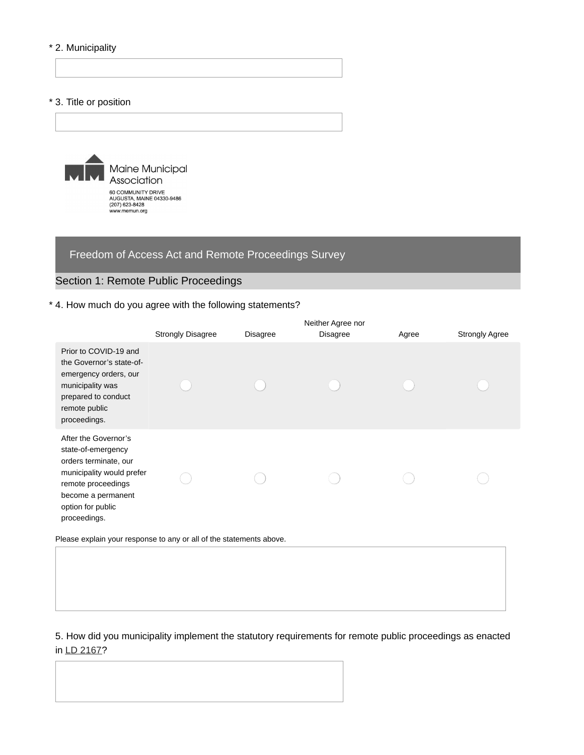\* 2. Municipality

\* 3. Title or position

Maine Municipal Association
60 COMMUNITY DRIVE
AUGUSTA, MAINE 04330-9486
(207) 623-8428
www.memun.org

## Freedom of Access Act and Remote Proceedings Survey

### Section 1: Remote Public Proceedings

\* 4. How much do you agree with the following statements?

| | Strongly Disagree | Disagree | Neither Agree nor Disagree | Agree | Strongly Agree |
|---|---|---|---|---|---|
| Prior to COVID-19 and the Governor's state-of-emergency orders, our municipality was prepared to conduct remote public proceedings. | ○ | ○ | ○ | ○ | ○ |
| After the Governor's state-of-emergency orders terminate, our municipality would prefer remote proceedings become a permanent option for public proceedings. | ○ | ○ | ○ | ○ | ○ |

Please explain your response to any or all of the statements above.

5. How did you municipality implement the statutory requirements for remote public proceedings as enacted in LD 2167?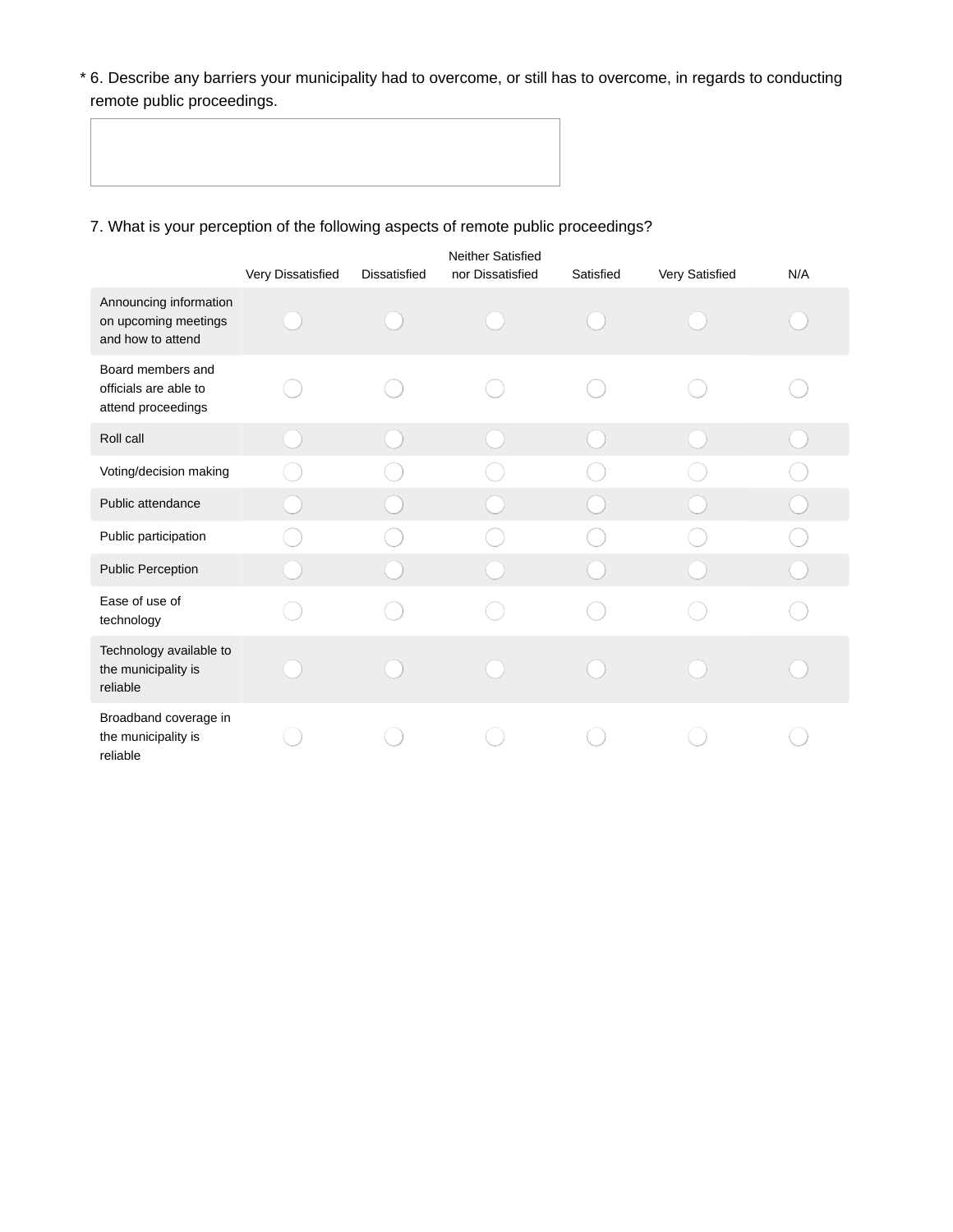* 6. Describe any barriers your municipality had to overcome, or still has to overcome, in regards to conducting remote public proceedings.

7. What is your perception of the following aspects of remote public proceedings?

| | Very Dissatisfied | Dissatisfied | Neither Satisfied nor Dissatisfied | Satisfied | Very Satisfied | N/A |
|---|---|---|---|---|---|---|
| Announcing information on upcoming meetings and how to attend | ◯ | ◯ | ◯ | ◯ | ◯ | ◯ |
| Board members and officials are able to attend proceedings | ◯ | ◯ | ◯ | ◯ | ◯ | ◯ |
| Roll call | ◯ | ◯ | ◯ | ◯ | ◯ | ◯ |
| Voting/decision making | ◯ | ◯ | ◯ | ◯ | ◯ | ◯ |
| Public attendance | ◯ | ◯ | ◯ | ◯ | ◯ | ◯ |
| Public participation | ◯ | ◯ | ◯ | ◯ | ◯ | ◯ |
| Public Perception | ◯ | ◯ | ◯ | ◯ | ◯ | ◯ |
| Ease of use of technology | ◯ | ◯ | ◯ | ◯ | ◯ | ◯ |
| Technology available to the municipality is reliable | ◯ | ◯ | ◯ | ◯ | ◯ | ◯ |
| Broadband coverage in the municipality is reliable | ◯ | ◯ | ◯ | ◯ | ◯ | ◯ |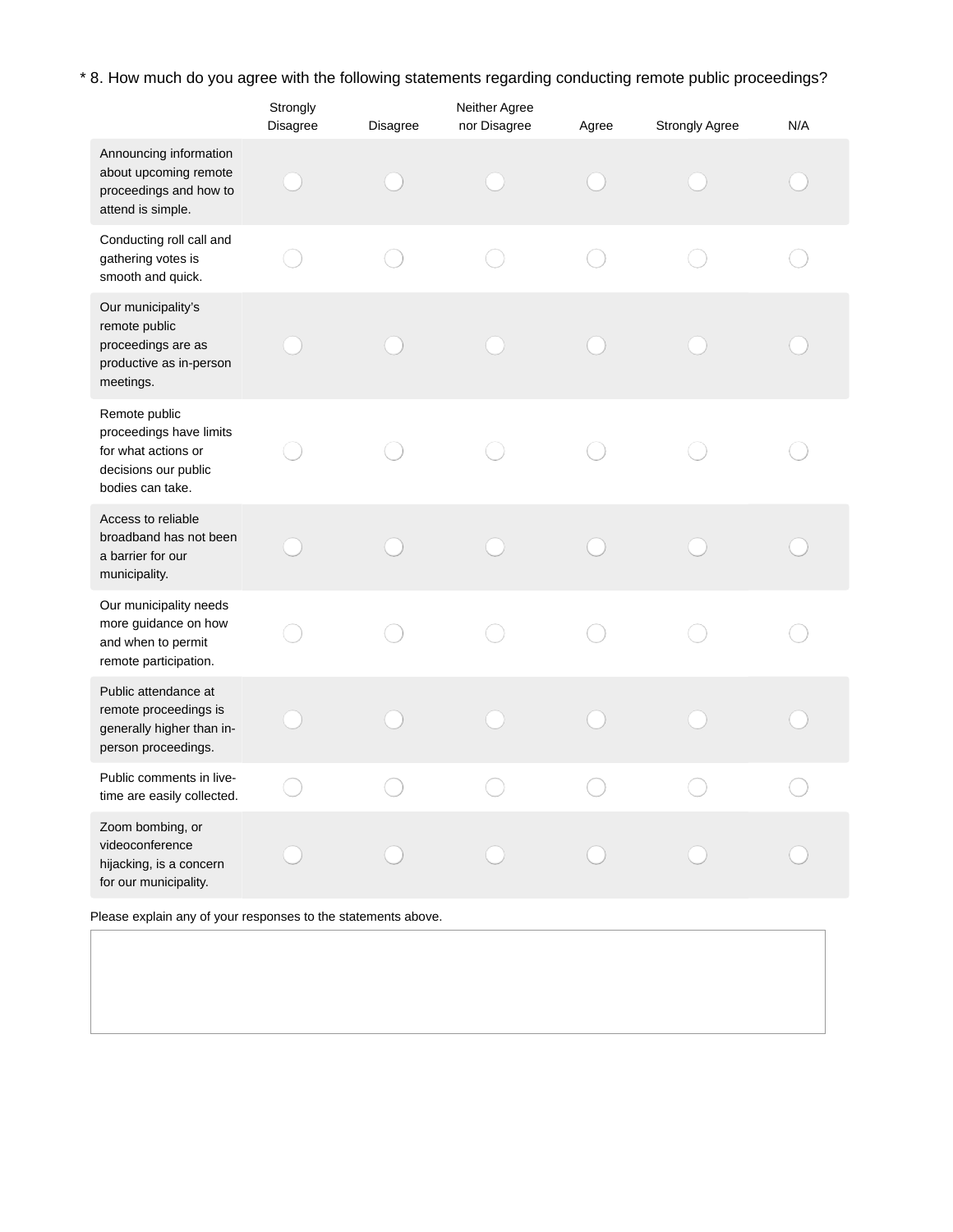\* 8. How much do you agree with the following statements regarding conducting remote public proceedings?

| | Strongly Disagree | Disagree | Neither Agree nor Disagree | Agree | Strongly Agree | N/A |
|---|---|---|---|---|---|---|
| Announcing information about upcoming remote proceedings and how to attend is simple. | ◯ | ◯ | ◯ | ◯ | ◯ | ◯ |
| Conducting roll call and gathering votes is smooth and quick. | ◯ | ◯ | ◯ | ◯ | ◯ | ◯ |
| Our municipality's remote public proceedings are as productive as in-person meetings. | ◯ | ◯ | ◯ | ◯ | ◯ | ◯ |
| Remote public proceedings have limits for what actions or decisions our public bodies can take. | ◯ | ◯ | ◯ | ◯ | ◯ | ◯ |
| Access to reliable broadband has not been a barrier for our municipality. | ◯ | ◯ | ◯ | ◯ | ◯ | ◯ |
| Our municipality needs more guidance on how and when to permit remote participation. | ◯ | ◯ | ◯ | ◯ | ◯ | ◯ |
| Public attendance at remote proceedings is generally higher than in-person proceedings. | ◯ | ◯ | ◯ | ◯ | ◯ | ◯ |
| Public comments in live-time are easily collected. | ◯ | ◯ | ◯ | ◯ | ◯ | ◯ |
| Zoom bombing, or videoconference hijacking, is a concern for our municipality. | ◯ | ◯ | ◯ | ◯ | ◯ | ◯ |

Please explain any of your responses to the statements above.

\_\_\_\_\_\_\_\_\_\_\_\_\_\_\_\_\_\_\_\_\_\_\_\_\_\_\_\_\_\_\_\_\_\_\_\_\_\_\_\_\_\_\_\_\_\_\_\_\_\_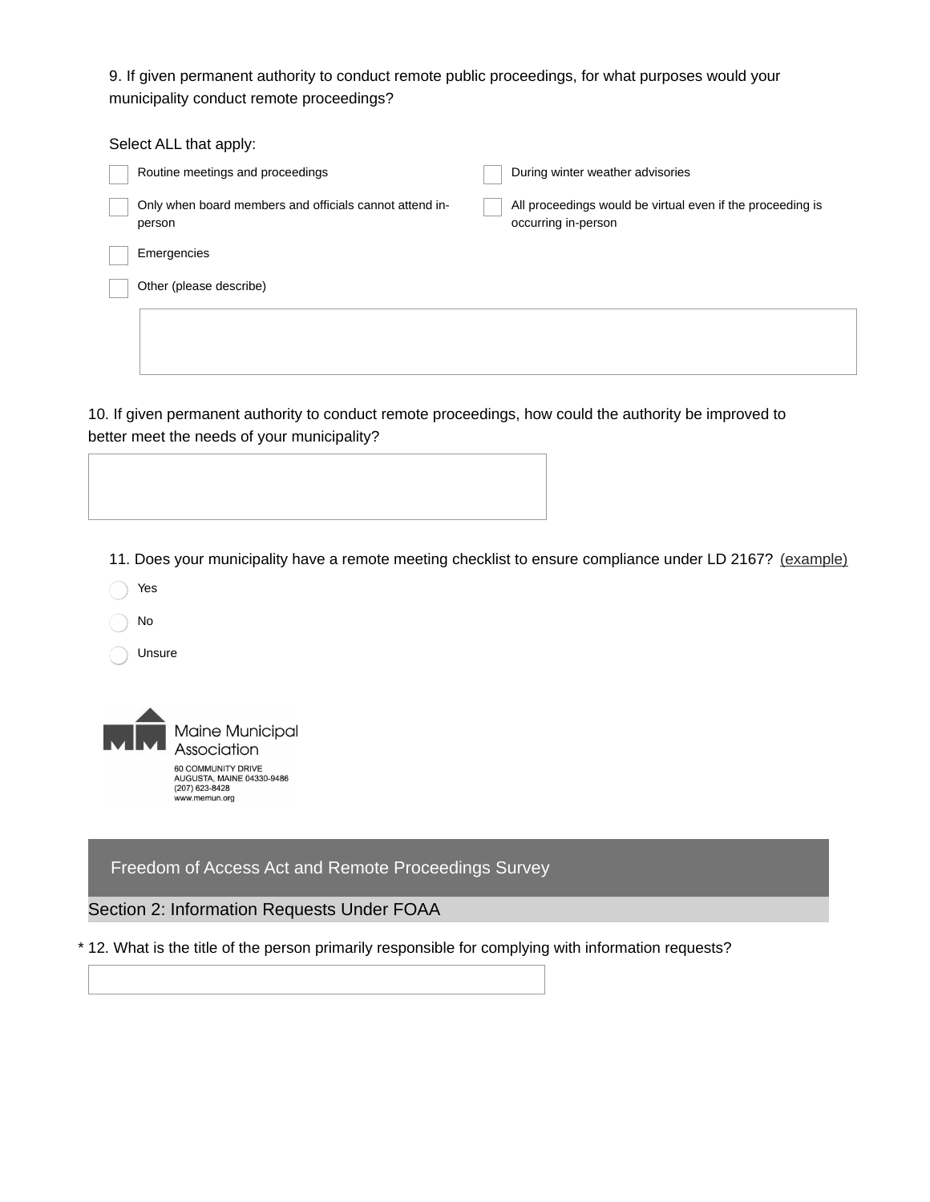9. If given permanent authority to conduct remote public proceedings, for what purposes would your municipality conduct remote proceedings?

Select ALL that apply:

- [ ] Routine meetings and proceedings
- [ ] Only when board members and officials cannot attend in-person
- [ ] Emergencies
- [ ] During winter weather advisories
- [ ] All proceedings would be virtual even if the proceeding is occurring in-person
- [ ] Other (please describe)

10. If given permanent authority to conduct remote proceedings, how could the authority be improved to better meet the needs of your municipality?

11. Does your municipality have a remote meeting checklist to ensure compliance under LD 2167? (example)

- ( ) Yes
- ( ) No
- ( ) Unsure

Maine Municipal Association
60 COMMUNITY DRIVE
AUGUSTA, MAINE 04330-9486
(207) 623-8428
www.memun.org

## Freedom of Access Act and Remote Proceedings Survey

### Section 2: Information Requests Under FOAA

* 12. What is the title of the person primarily responsible for complying with information requests?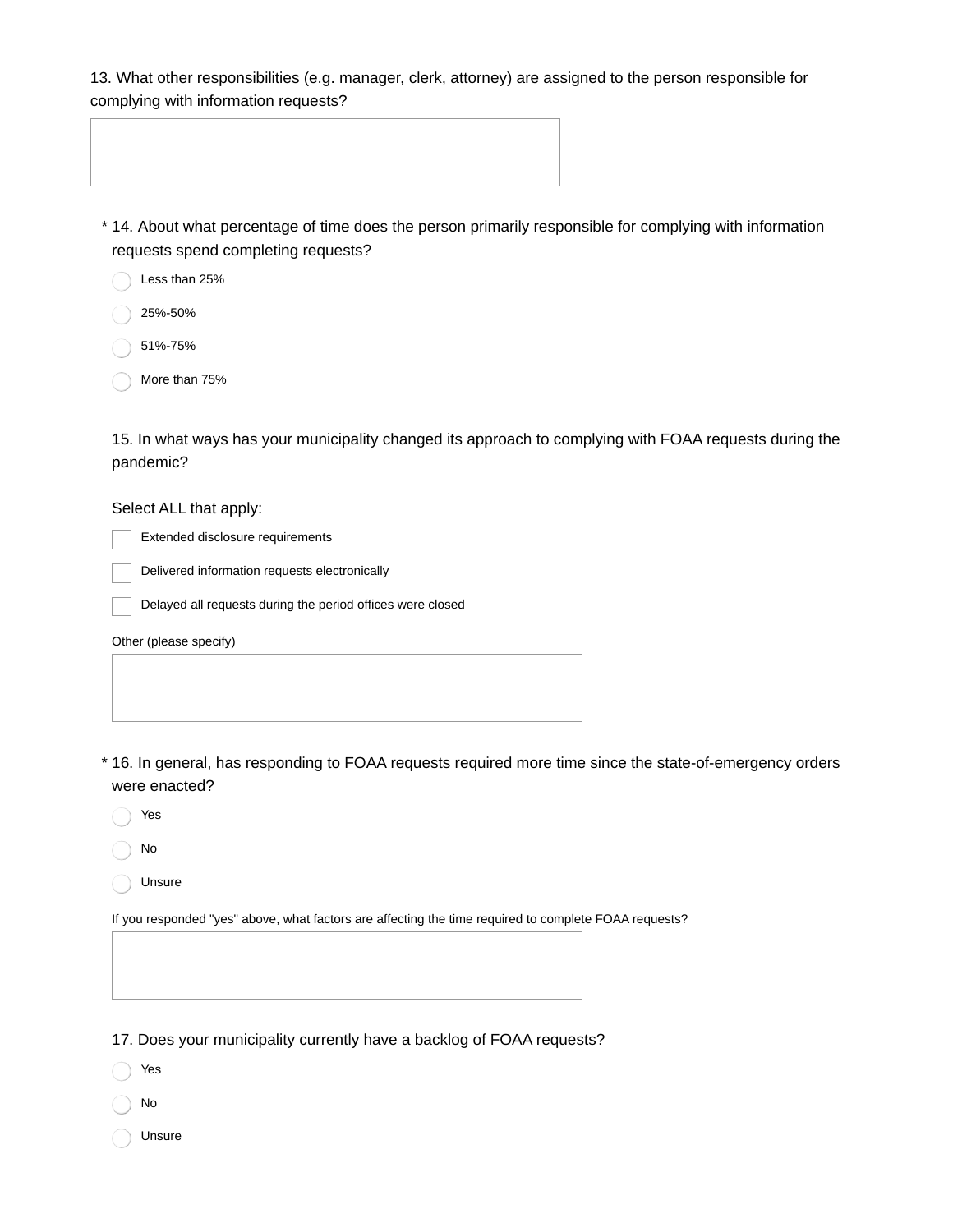13. What other responsibilities (e.g. manager, clerk, attorney) are assigned to the person responsible for complying with information requests?

\* 14. About what percentage of time does the person primarily responsible for complying with information requests spend completing requests?

- Less than 25%
- 25%-50%
- 51%-75%
- More than 75%

15. In what ways has your municipality changed its approach to complying with FOAA requests during the pandemic?

Select ALL that apply:

- [ ] Extended disclosure requirements
- [ ] Delivered information requests electronically
- [ ] Delayed all requests during the period offices were closed

Other (please specify)

\* 16. In general, has responding to FOAA requests required more time since the state-of-emergency orders were enacted?

- Yes
- No
- Unsure

If you responded "yes" above, what factors are affecting the time required to complete FOAA requests?

17. Does your municipality currently have a backlog of FOAA requests?

- Yes
- No
- Unsure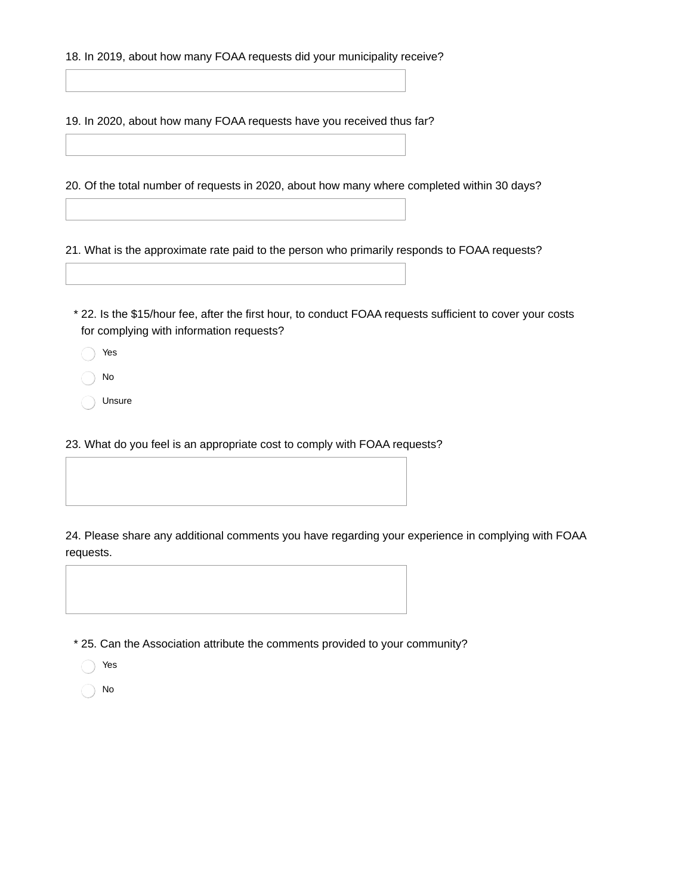18. In 2019, about how many FOAA requests did your municipality receive?

19. In 2020, about how many FOAA requests have you received thus far?

20. Of the total number of requests in 2020, about how many where completed within 30 days?

21. What is the approximate rate paid to the person who primarily responds to FOAA requests?

* 22. Is the $15/hour fee, after the first hour, to conduct FOAA requests sufficient to cover your costs for complying with information requests?

- Yes
- No
- Unsure

23. What do you feel is an appropriate cost to comply with FOAA requests?

24. Please share any additional comments you have regarding your experience in complying with FOAA requests.

* 25. Can the Association attribute the comments provided to your community?

- Yes
- No